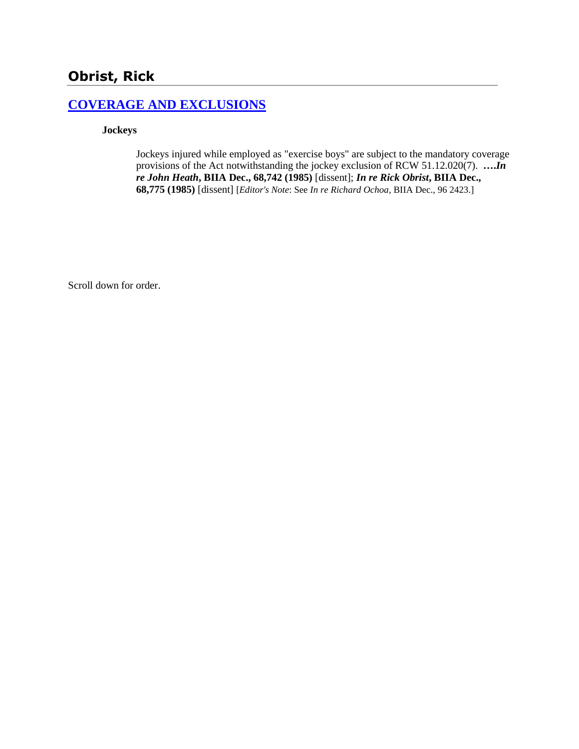# Obrist, Rick

## COVERAGE AND EXCLUSIONS

**Jockeys**

Jockeys injured while employed as "exercise boys" are subject to the mandatory coverage provisions of the Act notwithstanding the jockey exclusion of RCW 51.12.020(7). ***….In re John Heath*, BIIA Dec., 68,742 (1985)** [dissent]; ***In re Rick Obrist*, BIIA Dec., 68,775 (1985)** [dissent] [*Editor's Note*: See *In re Richard Ochoa*, BIIA Dec., 96 2423.]

Scroll down for order.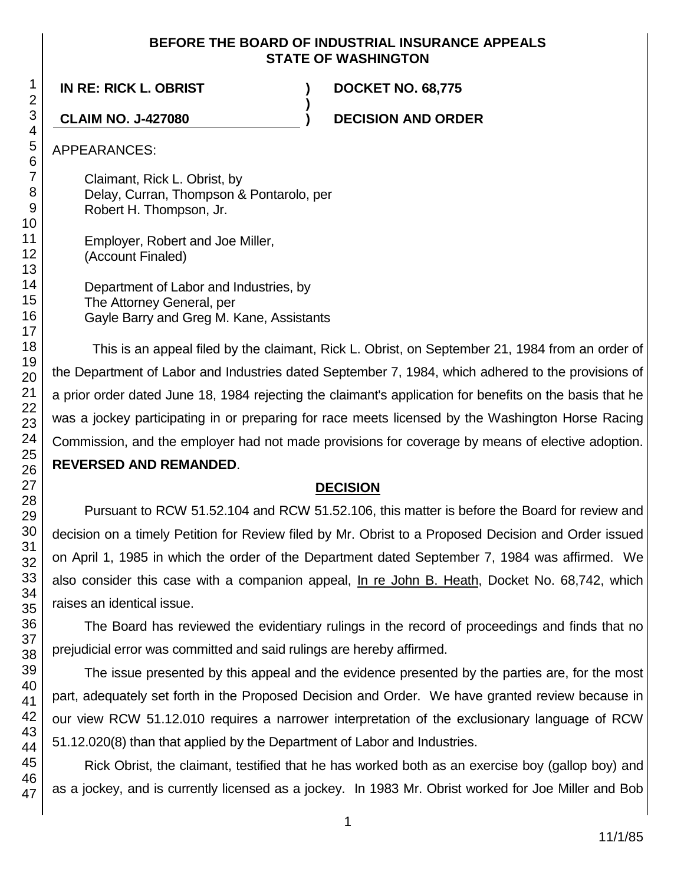**BEFORE THE BOARD OF INDUSTRIAL INSURANCE APPEALS**
**STATE OF WASHINGTON**

**IN RE: RICK L. OBRIST** ) **DOCKET NO. 68,775**
)
**CLAIM NO. J-427080** ) **DECISION AND ORDER**

APPEARANCES:

Claimant, Rick L. Obrist, by
Delay, Curran, Thompson & Pontarolo, per
Robert H. Thompson, Jr.

Employer, Robert and Joe Miller,
(Account Finaled)

Department of Labor and Industries, by
The Attorney General, per
Gayle Barry and Greg M. Kane, Assistants

This is an appeal filed by the claimant, Rick L. Obrist, on September 21, 1984 from an order of the Department of Labor and Industries dated September 7, 1984, which adhered to the provisions of a prior order dated June 18, 1984 rejecting the claimant's application for benefits on the basis that he was a jockey participating in or preparing for race meets licensed by the Washington Horse Racing Commission, and the employer had not made provisions for coverage by means of elective adoption. **REVERSED AND REMANDED**.

## DECISION

Pursuant to RCW 51.52.104 and RCW 51.52.106, this matter is before the Board for review and decision on a timely Petition for Review filed by Mr. Obrist to a Proposed Decision and Order issued on April 1, 1985 in which the order of the Department dated September 7, 1984 was affirmed. We also consider this case with a companion appeal, In re John B. Heath, Docket No. 68,742, which raises an identical issue.

The Board has reviewed the evidentiary rulings in the record of proceedings and finds that no prejudicial error was committed and said rulings are hereby affirmed.

The issue presented by this appeal and the evidence presented by the parties are, for the most part, adequately set forth in the Proposed Decision and Order. We have granted review because in our view RCW 51.12.010 requires a narrower interpretation of the exclusionary language of RCW 51.12.020(8) than that applied by the Department of Labor and Industries.

Rick Obrist, the claimant, testified that he has worked both as an exercise boy (gallop boy) and as a jockey, and is currently licensed as a jockey. In 1983 Mr. Obrist worked for Joe Miller and Bob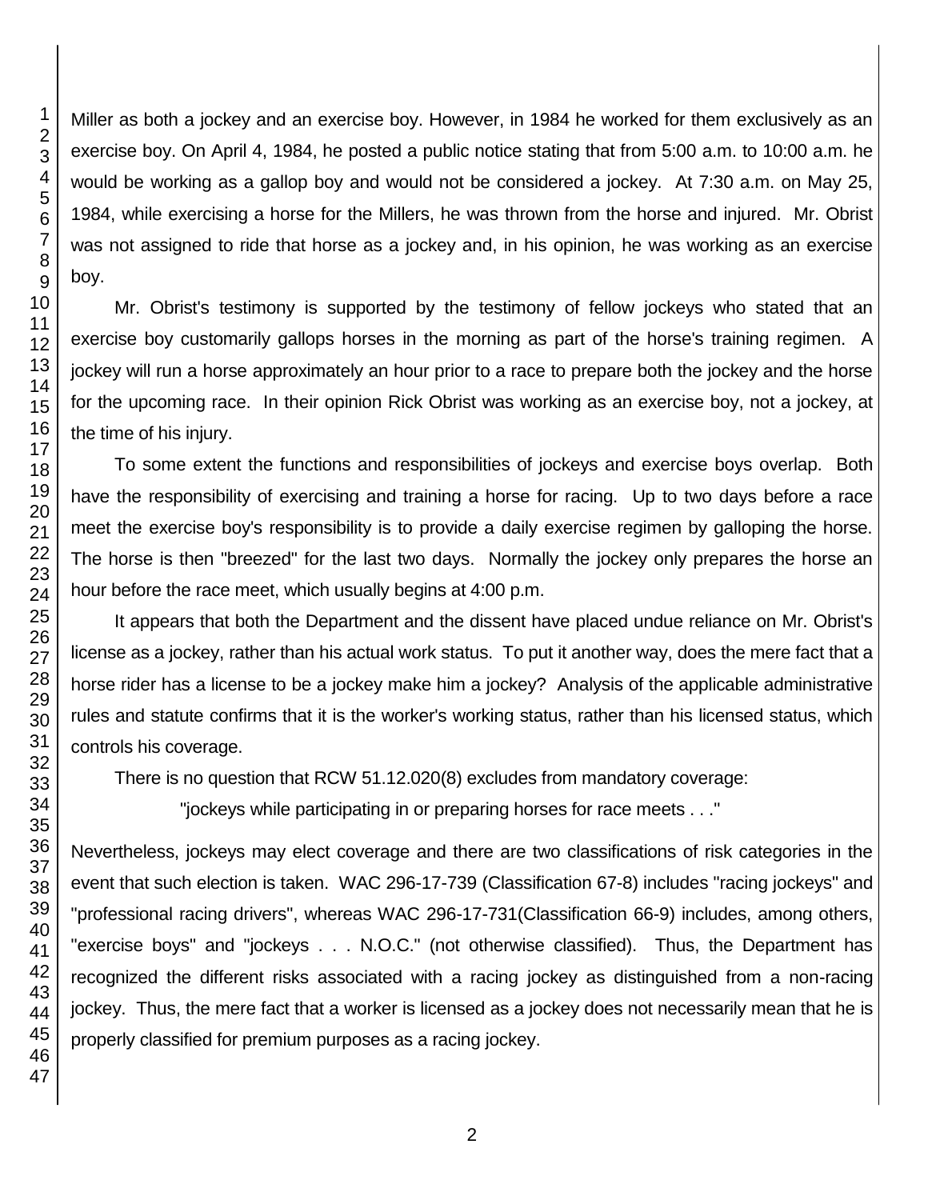Miller as both a jockey and an exercise boy. However, in 1984 he worked for them exclusively as an exercise boy. On April 4, 1984, he posted a public notice stating that from 5:00 a.m. to 10:00 a.m. he would be working as a gallop boy and would not be considered a jockey. At 7:30 a.m. on May 25, 1984, while exercising a horse for the Millers, he was thrown from the horse and injured. Mr. Obrist was not assigned to ride that horse as a jockey and, in his opinion, he was working as an exercise boy.

Mr. Obrist's testimony is supported by the testimony of fellow jockeys who stated that an exercise boy customarily gallops horses in the morning as part of the horse's training regimen. A jockey will run a horse approximately an hour prior to a race to prepare both the jockey and the horse for the upcoming race. In their opinion Rick Obrist was working as an exercise boy, not a jockey, at the time of his injury.

To some extent the functions and responsibilities of jockeys and exercise boys overlap. Both have the responsibility of exercising and training a horse for racing. Up to two days before a race meet the exercise boy's responsibility is to provide a daily exercise regimen by galloping the horse. The horse is then "breezed" for the last two days. Normally the jockey only prepares the horse an hour before the race meet, which usually begins at 4:00 p.m.

It appears that both the Department and the dissent have placed undue reliance on Mr. Obrist's license as a jockey, rather than his actual work status. To put it another way, does the mere fact that a horse rider has a license to be a jockey make him a jockey? Analysis of the applicable administrative rules and statute confirms that it is the worker's working status, rather than his licensed status, which controls his coverage.

There is no question that RCW 51.12.020(8) excludes from mandatory coverage:

> "jockeys while participating in or preparing horses for race meets . . ."

Nevertheless, jockeys may elect coverage and there are two classifications of risk categories in the event that such election is taken. WAC 296-17-739 (Classification 67-8) includes "racing jockeys" and "professional racing drivers", whereas WAC 296-17-731(Classification 66-9) includes, among others, "exercise boys" and "jockeys . . . N.O.C." (not otherwise classified). Thus, the Department has recognized the different risks associated with a racing jockey as distinguished from a non-racing jockey. Thus, the mere fact that a worker is licensed as a jockey does not necessarily mean that he is properly classified for premium purposes as a racing jockey.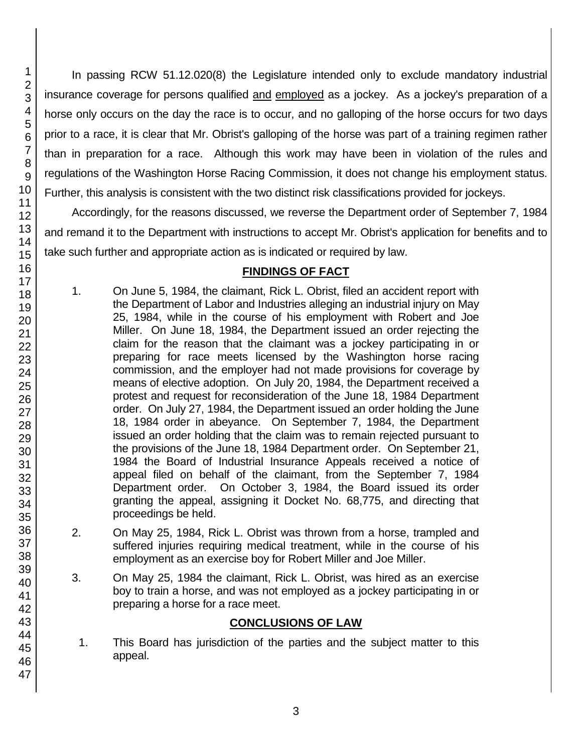In passing RCW 51.12.020(8) the Legislature intended only to exclude mandatory industrial insurance coverage for persons qualified and employed as a jockey. As a jockey's preparation of a horse only occurs on the day the race is to occur, and no galloping of the horse occurs for two days prior to a race, it is clear that Mr. Obrist's galloping of the horse was part of a training regimen rather than in preparation for a race. Although this work may have been in violation of the rules and regulations of the Washington Horse Racing Commission, it does not change his employment status. Further, this analysis is consistent with the two distinct risk classifications provided for jockeys.

Accordingly, for the reasons discussed, we reverse the Department order of September 7, 1984 and remand it to the Department with instructions to accept Mr. Obrist's application for benefits and to take such further and appropriate action as is indicated or required by law.

## FINDINGS OF FACT

1. On June 5, 1984, the claimant, Rick L. Obrist, filed an accident report with the Department of Labor and Industries alleging an industrial injury on May 25, 1984, while in the course of his employment with Robert and Joe Miller. On June 18, 1984, the Department issued an order rejecting the claim for the reason that the claimant was a jockey participating in or preparing for race meets licensed by the Washington horse racing commission, and the employer had not made provisions for coverage by means of elective adoption. On July 20, 1984, the Department received a protest and request for reconsideration of the June 18, 1984 Department order. On July 27, 1984, the Department issued an order holding the June 18, 1984 order in abeyance. On September 7, 1984, the Department issued an order holding that the claim was to remain rejected pursuant to the provisions of the June 18, 1984 Department order. On September 21, 1984 the Board of Industrial Insurance Appeals received a notice of appeal filed on behalf of the claimant, from the September 7, 1984 Department order. On October 3, 1984, the Board issued its order granting the appeal, assigning it Docket No. 68,775, and directing that proceedings be held.

2. On May 25, 1984, Rick L. Obrist was thrown from a horse, trampled and suffered injuries requiring medical treatment, while in the course of his employment as an exercise boy for Robert Miller and Joe Miller.

3. On May 25, 1984 the claimant, Rick L. Obrist, was hired as an exercise boy to train a horse, and was not employed as a jockey participating in or preparing a horse for a race meet.

## CONCLUSIONS OF LAW

1. This Board has jurisdiction of the parties and the subject matter to this appeal.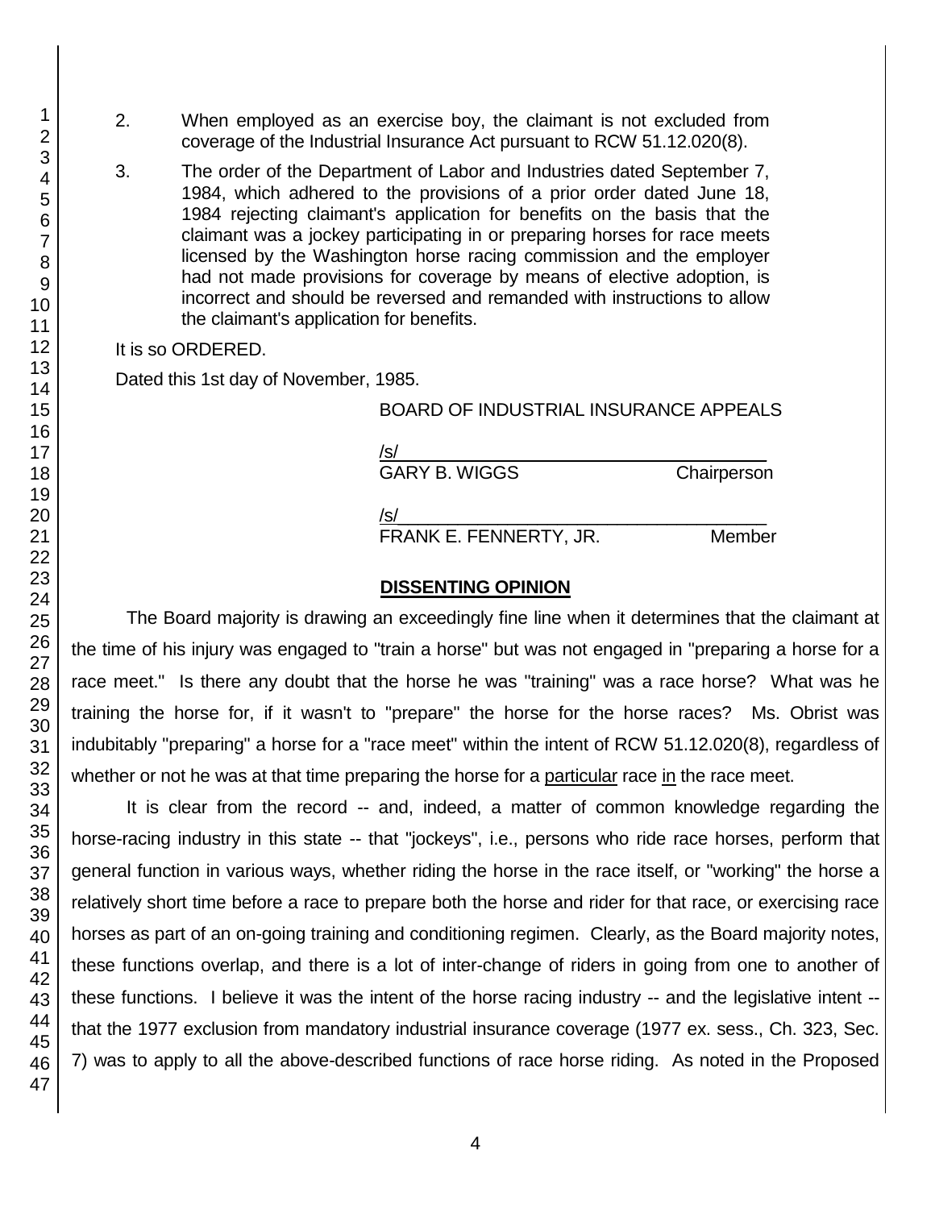2. When employed as an exercise boy, the claimant is not excluded from coverage of the Industrial Insurance Act pursuant to RCW 51.12.020(8).

3. The order of the Department of Labor and Industries dated September 7, 1984, which adhered to the provisions of a prior order dated June 18, 1984 rejecting claimant's application for benefits on the basis that the claimant was a jockey participating in or preparing horses for race meets licensed by the Washington horse racing commission and the employer had not made provisions for coverage by means of elective adoption, is incorrect and should be reversed and remanded with instructions to allow the claimant's application for benefits.

It is so ORDERED.

Dated this 1st day of November, 1985.

BOARD OF INDUSTRIAL INSURANCE APPEALS

/s/
GARY B. WIGGS Chairperson

/s/
FRANK E. FENNERTY, JR. Member

## DISSENTING OPINION

The Board majority is drawing an exceedingly fine line when it determines that the claimant at the time of his injury was engaged to "train a horse" but was not engaged in "preparing a horse for a race meet." Is there any doubt that the horse he was "training" was a race horse? What was he training the horse for, if it wasn't to "prepare" the horse for the horse races? Ms. Obrist was indubitably "preparing" a horse for a "race meet" within the intent of RCW 51.12.020(8), regardless of whether or not he was at that time preparing the horse for a particular race in the race meet.

It is clear from the record -- and, indeed, a matter of common knowledge regarding the horse-racing industry in this state -- that "jockeys", i.e., persons who ride race horses, perform that general function in various ways, whether riding the horse in the race itself, or "working" the horse a relatively short time before a race to prepare both the horse and rider for that race, or exercising race horses as part of an on-going training and conditioning regimen. Clearly, as the Board majority notes, these functions overlap, and there is a lot of inter-change of riders in going from one to another of these functions. I believe it was the intent of the horse racing industry -- and the legislative intent -- that the 1977 exclusion from mandatory industrial insurance coverage (1977 ex. sess., Ch. 323, Sec. 7) was to apply to all the above-described functions of race horse riding. As noted in the Proposed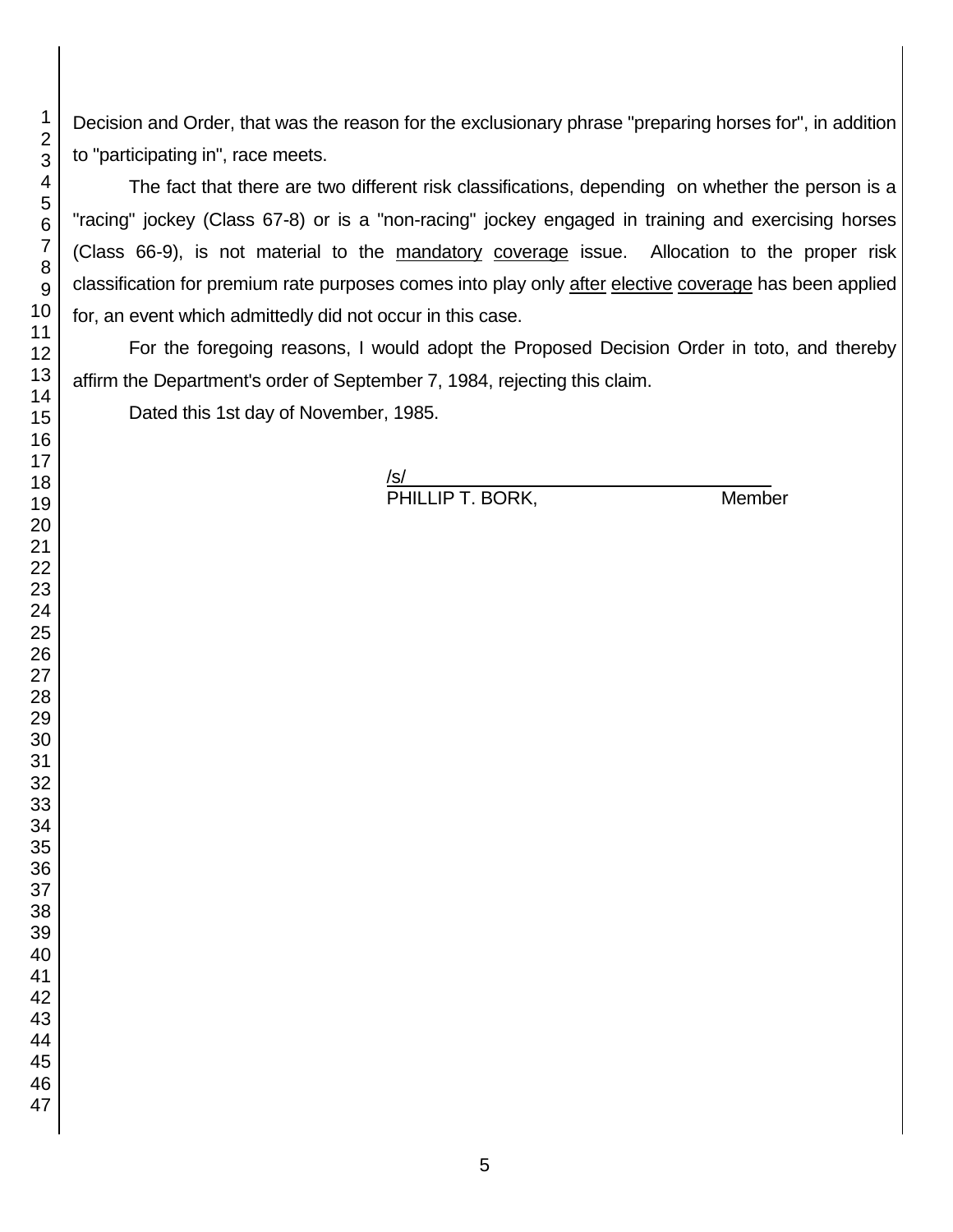Decision and Order, that was the reason for the exclusionary phrase "preparing horses for", in addition to "participating in", race meets.

The fact that there are two different risk classifications, depending on whether the person is a "racing" jockey (Class 67-8) or is a "non-racing" jockey engaged in training and exercising horses (Class 66-9), is not material to the <u>mandatory coverage</u> issue. Allocation to the proper risk classification for premium rate purposes comes into play only <u>after elective coverage</u> has been applied for, an event which admittedly did not occur in this case.

For the foregoing reasons, I would adopt the Proposed Decision Order in toto, and thereby affirm the Department's order of September 7, 1984, rejecting this claim.

Dated this 1st day of November, 1985.

/s/

PHILLIP T. BORK, Member